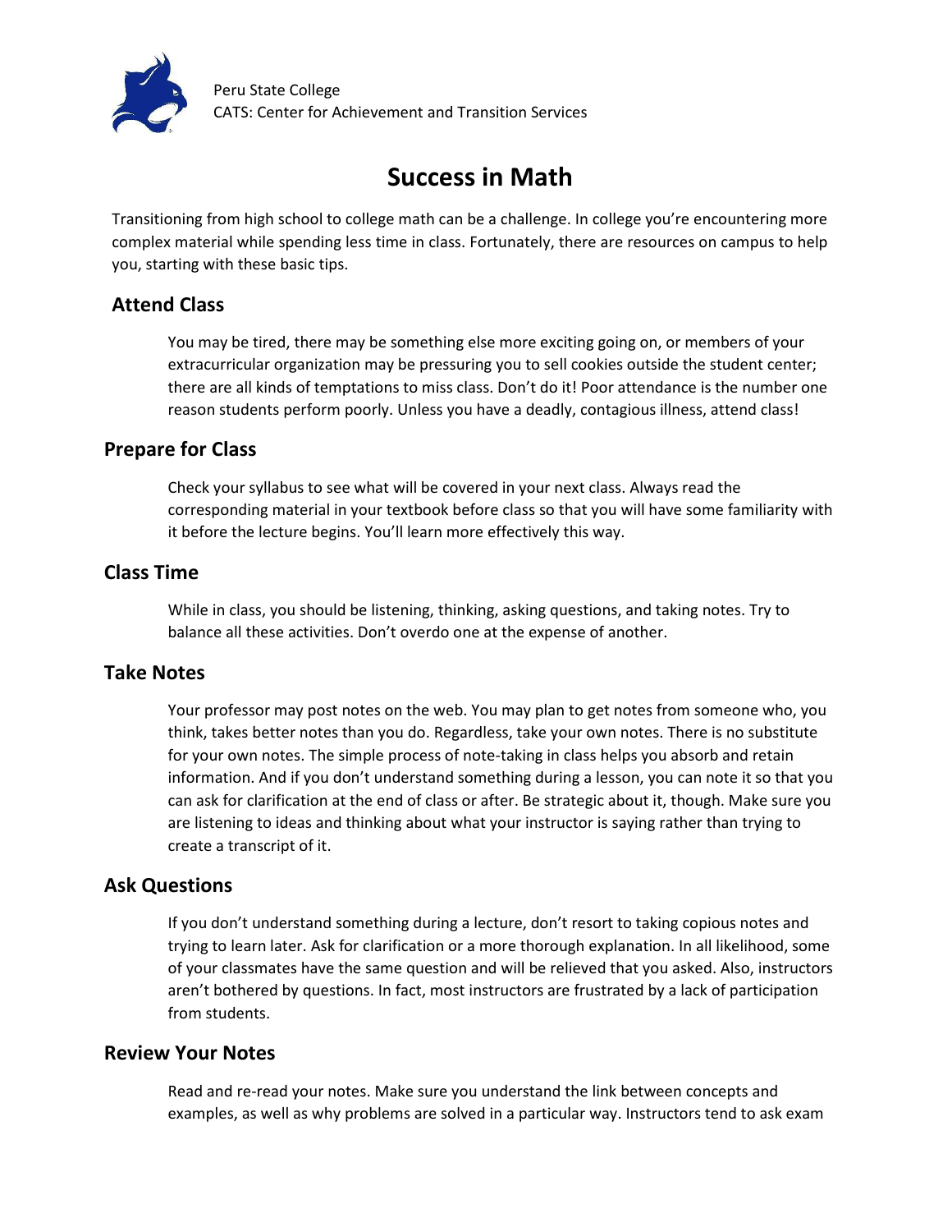Peru State College
CATS: Center for Achievement and Transition Services

# Success in Math

Transitioning from high school to college math can be a challenge. In college you're encountering more complex material while spending less time in class. Fortunately, there are resources on campus to help you, starting with these basic tips.

## Attend Class

You may be tired, there may be something else more exciting going on, or members of your extracurricular organization may be pressuring you to sell cookies outside the student center; there are all kinds of temptations to miss class. Don't do it! Poor attendance is the number one reason students perform poorly. Unless you have a deadly, contagious illness, attend class!

## Prepare for Class

Check your syllabus to see what will be covered in your next class. Always read the corresponding material in your textbook before class so that you will have some familiarity with it before the lecture begins. You'll learn more effectively this way.

## Class Time

While in class, you should be listening, thinking, asking questions, and taking notes. Try to balance all these activities. Don't overdo one at the expense of another.

## Take Notes

Your professor may post notes on the web. You may plan to get notes from someone who, you think, takes better notes than you do. Regardless, take your own notes. There is no substitute for your own notes. The simple process of note-taking in class helps you absorb and retain information. And if you don't understand something during a lesson, you can note it so that you can ask for clarification at the end of class or after. Be strategic about it, though. Make sure you are listening to ideas and thinking about what your instructor is saying rather than trying to create a transcript of it.

## Ask Questions

If you don't understand something during a lecture, don't resort to taking copious notes and trying to learn later. Ask for clarification or a more thorough explanation. In all likelihood, some of your classmates have the same question and will be relieved that you asked. Also, instructors aren't bothered by questions. In fact, most instructors are frustrated by a lack of participation from students.

## Review Your Notes

Read and re-read your notes. Make sure you understand the link between concepts and examples, as well as why problems are solved in a particular way. Instructors tend to ask exam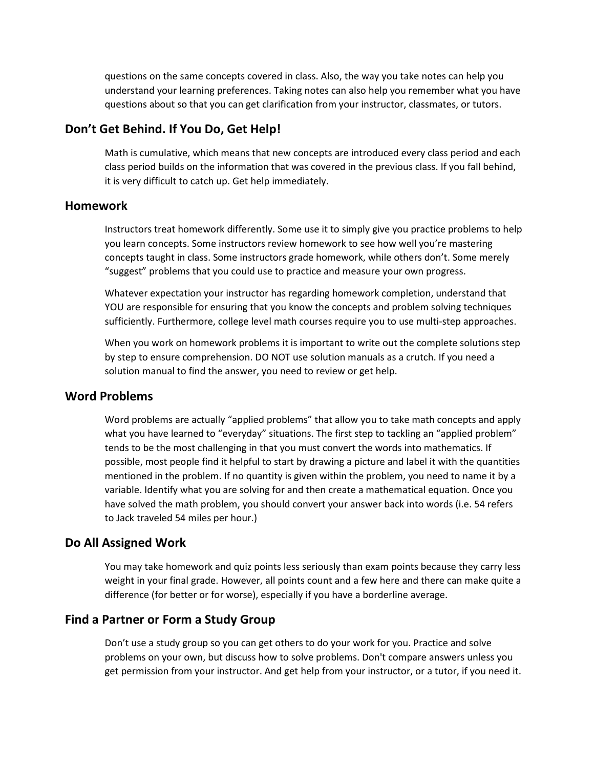questions on the same concepts covered in class. Also, the way you take notes can help you understand your learning preferences. Taking notes can also help you remember what you have questions about so that you can get clarification from your instructor, classmates, or tutors.

## Don't Get Behind. If You Do, Get Help!

Math is cumulative, which means that new concepts are introduced every class period and each class period builds on the information that was covered in the previous class. If you fall behind, it is very difficult to catch up. Get help immediately.

## Homework

Instructors treat homework differently. Some use it to simply give you practice problems to help you learn concepts. Some instructors review homework to see how well you're mastering concepts taught in class. Some instructors grade homework, while others don't. Some merely "suggest" problems that you could use to practice and measure your own progress.

Whatever expectation your instructor has regarding homework completion, understand that YOU are responsible for ensuring that you know the concepts and problem solving techniques sufficiently. Furthermore, college level math courses require you to use multi-step approaches.

When you work on homework problems it is important to write out the complete solutions step by step to ensure comprehension. DO NOT use solution manuals as a crutch. If you need a solution manual to find the answer, you need to review or get help.

## Word Problems

Word problems are actually "applied problems" that allow you to take math concepts and apply what you have learned to "everyday" situations. The first step to tackling an "applied problem" tends to be the most challenging in that you must convert the words into mathematics. If possible, most people find it helpful to start by drawing a picture and label it with the quantities mentioned in the problem. If no quantity is given within the problem, you need to name it by a variable. Identify what you are solving for and then create a mathematical equation. Once you have solved the math problem, you should convert your answer back into words (i.e. 54 refers to Jack traveled 54 miles per hour.)

## Do All Assigned Work

You may take homework and quiz points less seriously than exam points because they carry less weight in your final grade. However, all points count and a few here and there can make quite a difference (for better or for worse), especially if you have a borderline average.

## Find a Partner or Form a Study Group

Don't use a study group so you can get others to do your work for you. Practice and solve problems on your own, but discuss how to solve problems. Don't compare answers unless you get permission from your instructor. And get help from your instructor, or a tutor, if you need it.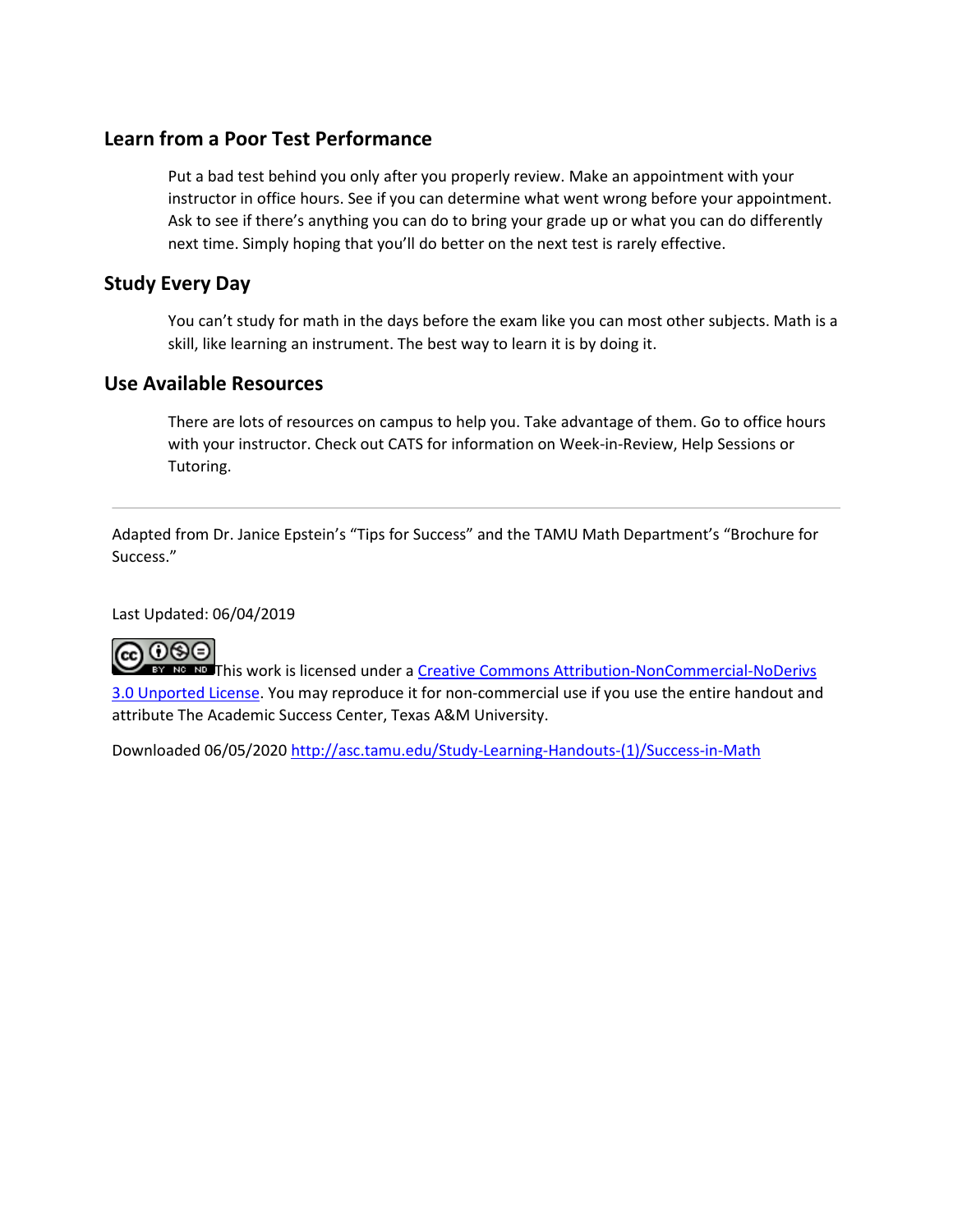## Learn from a Poor Test Performance

Put a bad test behind you only after you properly review. Make an appointment with your instructor in office hours. See if you can determine what went wrong before your appointment. Ask to see if there's anything you can do to bring your grade up or what you can do differently next time. Simply hoping that you'll do better on the next test is rarely effective.

## Study Every Day

You can't study for math in the days before the exam like you can most other subjects. Math is a skill, like learning an instrument. The best way to learn it is by doing it.

## Use Available Resources

There are lots of resources on campus to help you. Take advantage of them. Go to office hours with your instructor. Check out CATS for information on Week-in-Review, Help Sessions or Tutoring.

---

Adapted from Dr. Janice Epstein's "Tips for Success" and the TAMU Math Department's "Brochure for Success."

Last Updated: 06/04/2019

This work is licensed under a [Creative Commons Attribution-NonCommercial-NoDerivs 3.0 Unported License](). You may reproduce it for non-commercial use if you use the entire handout and attribute The Academic Success Center, Texas A&M University.

Downloaded 06/05/2020 http://asc.tamu.edu/Study-Learning-Handouts-(1)/Success-in-Math